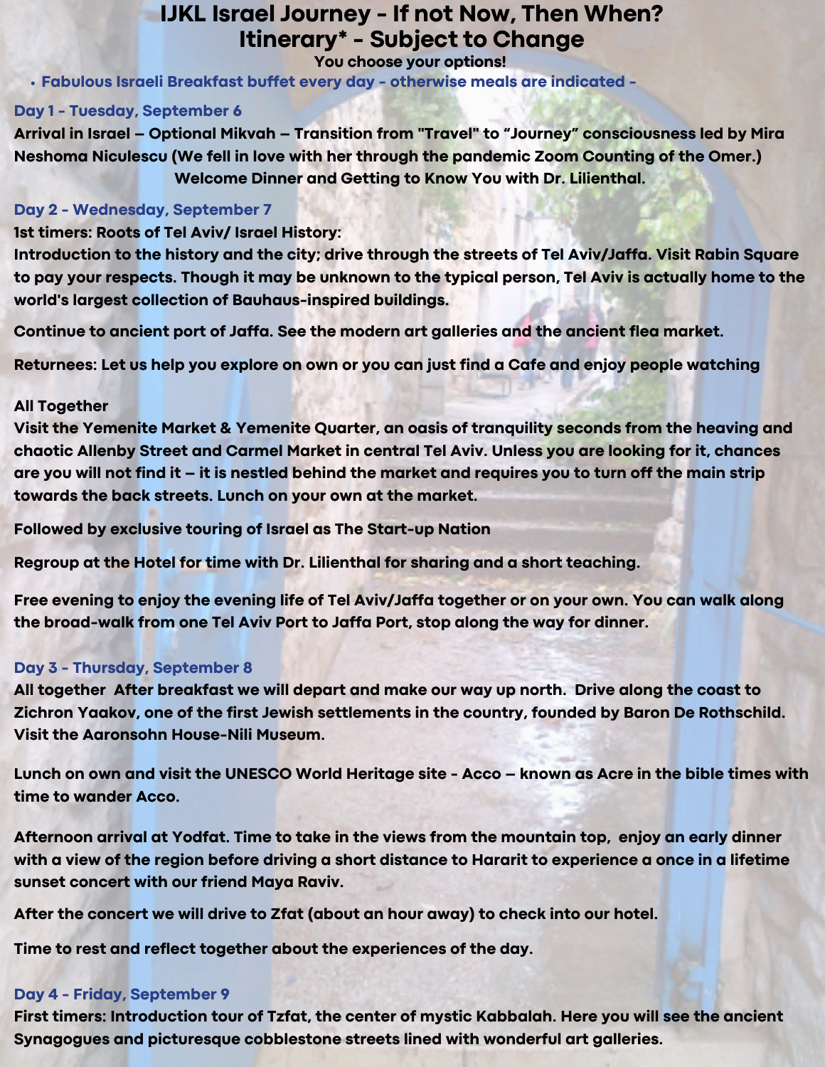# IJKL Israel Journey - If not Now, Then When?

## Itinerary* - Subject to Change

**You choose your options!**

- **Fabulous Israeli Breakfast buffet every day - otherwise meals are indicated -**

### Day 1 - Tuesday, September 6

**Arrival in Israel – Optional Mikvah – Transition from "Travel" to "Journey" consciousness led by Mira Neshoma Niculescu (We fell in love with her through the pandemic Zoom Counting of the Omer.)**

**Welcome Dinner and Getting to Know You with Dr. Lilienthal.**

### Day 2 - Wednesday, September 7

**1st timers: Roots of Tel Aviv/ Israel History:**

**Introduction to the history and the city; drive through the streets of Tel Aviv/Jaffa. Visit Rabin Square to pay your respects. Though it may be unknown to the typical person, Tel Aviv is actually home to the world's largest collection of Bauhaus-inspired buildings.**

**Continue to ancient port of Jaffa. See the modern art galleries and the ancient flea market.**

**Returnees: Let us help you explore on own or you can just find a Cafe and enjoy people watching**

**All Together**

**Visit the Yemenite Market & Yemenite Quarter, an oasis of tranquility seconds from the heaving and chaotic Allenby Street and Carmel Market in central Tel Aviv. Unless you are looking for it, chances are you will not find it – it is nestled behind the market and requires you to turn off the main strip towards the back streets. Lunch on your own at the market.**

**Followed by exclusive touring of Israel as The Start-up Nation**

**Regroup at the Hotel for time with Dr. Lilienthal for sharing and a short teaching.**

**Free evening to enjoy the evening life of Tel Aviv/Jaffa together or on your own. You can walk along the broad-walk from one Tel Aviv Port to Jaffa Port, stop along the way for dinner.**

### Day 3 - Thursday, September 8

**All together After breakfast we will depart and make our way up north. Drive along the coast to Zichron Yaakov, one of the first Jewish settlements in the country, founded by Baron De Rothschild. Visit the Aaronsohn House-Nili Museum.**

**Lunch on own and visit the UNESCO World Heritage site - Acco – known as Acre in the bible times with time to wander Acco.**

**Afternoon arrival at Yodfat. Time to take in the views from the mountain top, enjoy an early dinner with a view of the region before driving a short distance to Hararit to experience a once in a lifetime sunset concert with our friend Maya Raviv.**

**After the concert we will drive to Zfat (about an hour away) to check into our hotel.**

**Time to rest and reflect together about the experiences of the day.**

### Day 4 - Friday, September 9

**First timers: Introduction tour of Tzfat, the center of mystic Kabbalah. Here you will see the ancient Synagogues and picturesque cobblestone streets lined with wonderful art galleries.**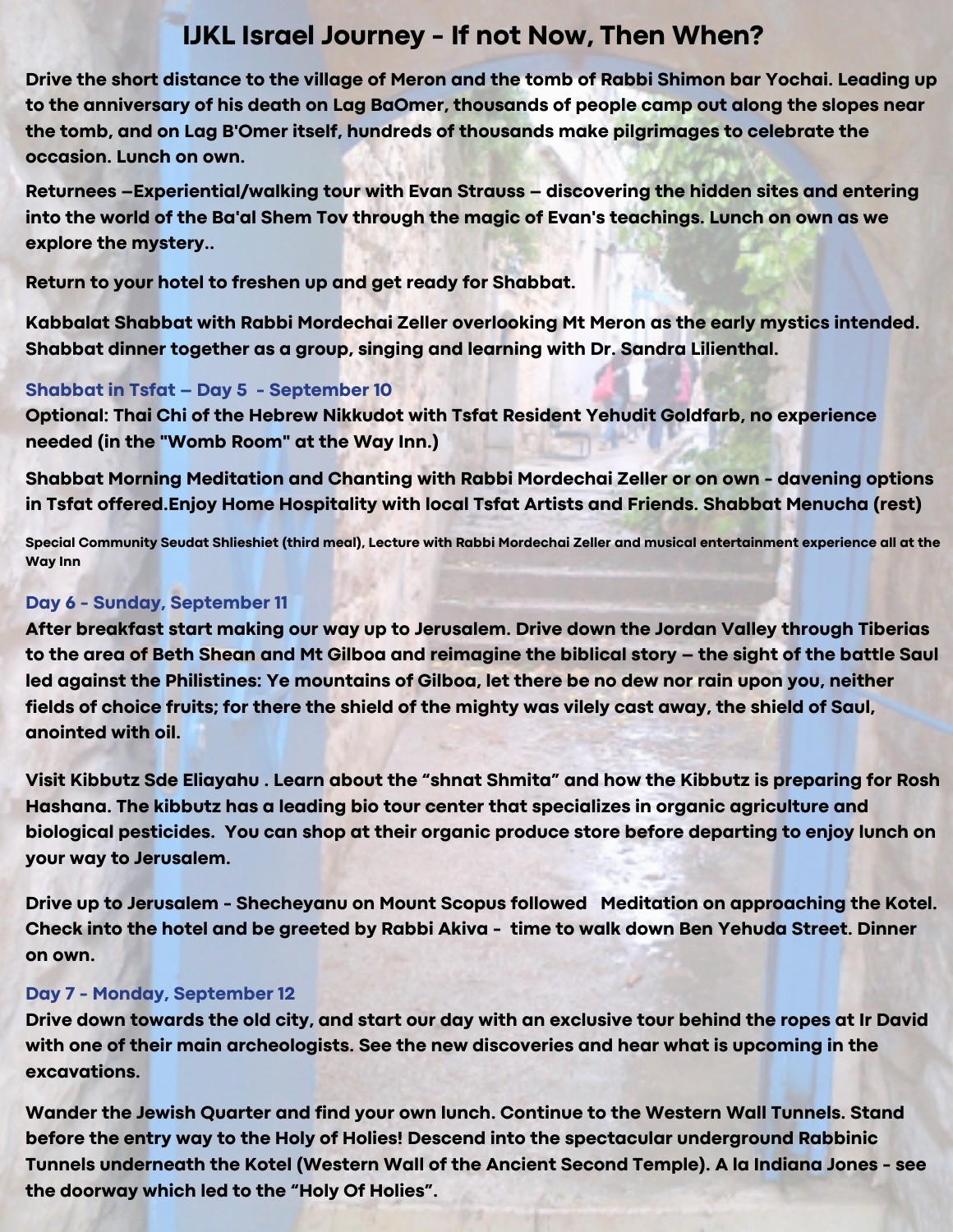# IJKL Israel Journey - If not Now, Then When?

**Drive the short distance to the village of Meron and the tomb of Rabbi Shimon bar Yochai. Leading up to the anniversary of his death on Lag BaOmer, thousands of people camp out along the slopes near the tomb, and on Lag B'Omer itself, hundreds of thousands make pilgrimages to celebrate the occasion. Lunch on own.**

**Returnees –Experiential/walking tour with Evan Strauss – discovering the hidden sites and entering into the world of the Ba'al Shem Tov through the magic of Evan's teachings. Lunch on own as we explore the mystery..**

**Return to your hotel to freshen up and get ready for Shabbat.**

**Kabbalat Shabbat with Rabbi Mordechai Zeller overlooking Mt Meron as the early mystics intended. Shabbat dinner together as a group, singing and learning with Dr. Sandra Lilienthal.**

### Shabbat in Tsfat – Day 5 - September 10

**Optional: Thai Chi of the Hebrew Nikkudot with Tsfat Resident Yehudit Goldfarb, no experience needed (in the "Womb Room" at the Way Inn.)**

**Shabbat Morning Meditation and Chanting with Rabbi Mordechai Zeller or on own - davening options in Tsfat offered.Enjoy Home Hospitality with local Tsfat Artists and Friends. Shabbat Menucha (rest)**

**Special Community Seudat Shlieshiet (third meal), Lecture with Rabbi Mordechai Zeller and musical entertainment experience all at the Way Inn**

### Day 6 - Sunday, September 11

**After breakfast start making our way up to Jerusalem. Drive down the Jordan Valley through Tiberias to the area of Beth Shean and Mt Gilboa and reimagine the biblical story – the sight of the battle Saul led against the Philistines: Ye mountains of Gilboa, let there be no dew nor rain upon you, neither fields of choice fruits; for there the shield of the mighty was vilely cast away, the shield of Saul, anointed with oil.**

**Visit Kibbutz Sde Eliayahu . Learn about the "shnat Shmita" and how the Kibbutz is preparing for Rosh Hashana. The kibbutz has a leading bio tour center that specializes in organic agriculture and biological pesticides. You can shop at their organic produce store before departing to enjoy lunch on your way to Jerusalem.**

**Drive up to Jerusalem - Shecheyanu on Mount Scopus followed Meditation on approaching the Kotel. Check into the hotel and be greeted by Rabbi Akiva - time to walk down Ben Yehuda Street. Dinner on own.**

### Day 7 - Monday, September 12

**Drive down towards the old city, and start our day with an exclusive tour behind the ropes at Ir David with one of their main archeologists. See the new discoveries and hear what is upcoming in the excavations.**

**Wander the Jewish Quarter and find your own lunch. Continue to the Western Wall Tunnels. Stand before the entry way to the Holy of Holies! Descend into the spectacular underground Rabbinic Tunnels underneath the Kotel (Western Wall of the Ancient Second Temple). A la Indiana Jones - see the doorway which led to the "Holy Of Holies".**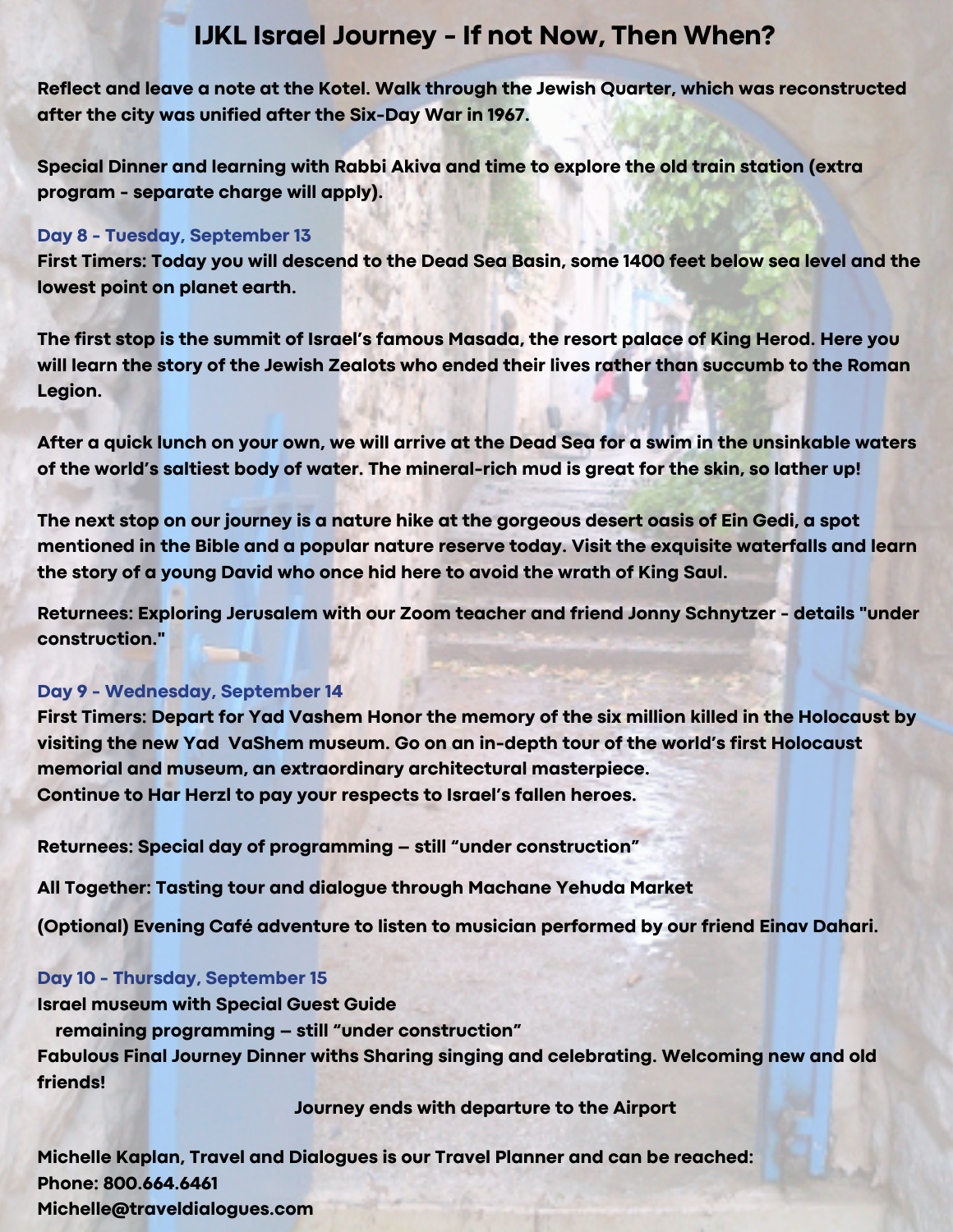# IJKL Israel Journey - If not Now, Then When?

**Reflect and leave a note at the Kotel. Walk through the Jewish Quarter, which was reconstructed after the city was unified after the Six-Day War in 1967.**

**Special Dinner and learning with Rabbi Akiva and time to explore the old train station (extra program - separate charge will apply).**

### Day 8 - Tuesday, September 13

**First Timers: Today you will descend to the Dead Sea Basin, some 1400 feet below sea level and the lowest point on planet earth.**

**The first stop is the summit of Israel's famous Masada, the resort palace of King Herod. Here you will learn the story of the Jewish Zealots who ended their lives rather than succumb to the Roman Legion.**

**After a quick lunch on your own, we will arrive at the Dead Sea for a swim in the unsinkable waters of the world's saltiest body of water. The mineral-rich mud is great for the skin, so lather up!**

**The next stop on our journey is a nature hike at the gorgeous desert oasis of Ein Gedi, a spot mentioned in the Bible and a popular nature reserve today. Visit the exquisite waterfalls and learn the story of a young David who once hid here to avoid the wrath of King Saul.**

**Returnees: Exploring Jerusalem with our Zoom teacher and friend Jonny Schnytzer - details "under construction."**

### Day 9 - Wednesday, September 14

**First Timers: Depart for Yad Vashem Honor the memory of the six million killed in the Holocaust by visiting the new Yad VaShem museum. Go on an in-depth tour of the world's first Holocaust memorial and museum, an extraordinary architectural masterpiece.**
**Continue to Har Herzl to pay your respects to Israel's fallen heroes.**

**Returnees: Special day of programming – still "under construction"**

**All Together: Tasting tour and dialogue through Machane Yehuda Market**

**(Optional) Evening Café adventure to listen to musician performed by our friend Einav Dahari.**

### Day 10 - Thursday, September 15

**Israel museum with Special Guest Guide**
**remaining programming – still "under construction"**
**Fabulous Final Journey Dinner withs Sharing singing and celebrating. Welcoming new and old friends!**

**Journey ends with departure to the Airport**

**Michelle Kaplan, Travel and Dialogues is our Travel Planner and can be reached:**
**Phone: 800.664.6461**
**Michelle@traveldialogues.com**